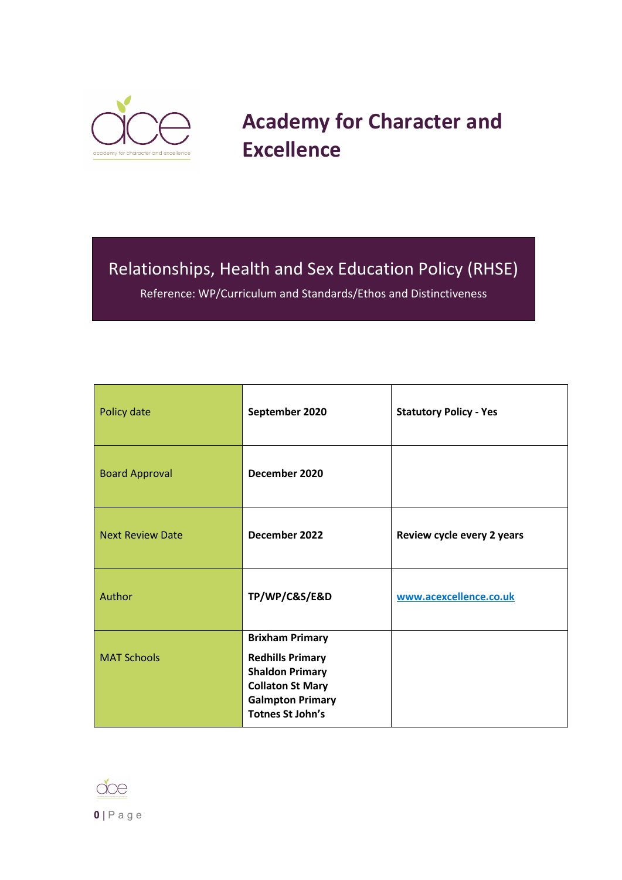# Academy for Character and Excellence

## Relationships, Health and Sex Education Policy (RHSE)

Reference: WP/Curriculum and Standards/Ethos and Distinctiveness

| | | |
|---|---|---|
| Policy date | **September 2020** | **Statutory Policy - Yes** |
| Board Approval | **December 2020** | |
| Next Review Date | **December 2022** | **Review cycle every 2 years** |
| Author | **TP/WP/C&S/E&D** | [www.acexcellence.co.uk](http://www.acexcellence.co.uk) |
| MAT Schools | **Brixham Primary**<br>**Redhills Primary**<br>**Shaldon Primary**<br>**Collaton St Mary**<br>**Galmpton Primary**<br>**Totnes St John's** | |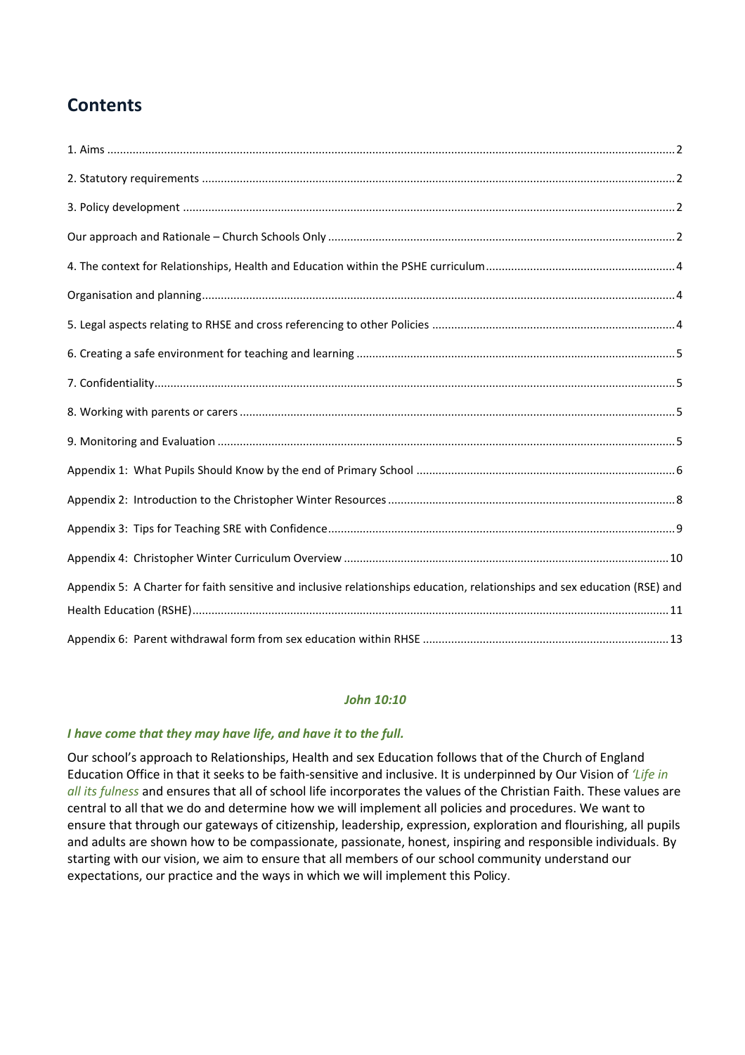# Contents

1. Aims ....................................................................................................................................................................2

2. Statutory requirements .....................................................................................................................................2

3. Policy development ...........................................................................................................................................2

Our approach and Rationale – Church Schools Only .............................................................................................2

4. The context for Relationships, Health and Education within the PSHE curriculum...........................................................4

Organisation and planning.....................................................................................................................................4

5. Legal aspects relating to RHSE and cross referencing to other Policies ............................................................................4

6. Creating a safe environment for teaching and learning ....................................................................................5

7. Confidentiality.......................................................................................................................................................5

8. Working with parents or carers ..........................................................................................................................5

9. Monitoring and Evaluation ..................................................................................................................................5

Appendix 1: What Pupils Should Know by the end of Primary School ...................................................................6

Appendix 2: Introduction to the Christopher Winter Resources ...........................................................................8

Appendix 3: Tips for Teaching SRE with Confidence.............................................................................................9

Appendix 4: Christopher Winter Curriculum Overview .......................................................................................10

Appendix 5: A Charter for faith sensitive and inclusive relationships education, relationships and sex education (RSE) and Health Education (RSHE).......................................................................................................................11

Appendix 6: Parent withdrawal form from sex education within RHSE .............................................................13

***John 10:10***

***I have come that they may have life, and have it to the full.***

Our school's approach to Relationships, Health and sex Education follows that of the Church of England Education Office in that it seeks to be faith-sensitive and inclusive. It is underpinned by Our Vision of *'Life in all its fulness* and ensures that all of school life incorporates the values of the Christian Faith. These values are central to all that we do and determine how we will implement all policies and procedures. We want to ensure that through our gateways of citizenship, leadership, expression, exploration and flourishing, all pupils and adults are shown how to be compassionate, passionate, honest, inspiring and responsible individuals. By starting with our vision, we aim to ensure that all members of our school community understand our expectations, our practice and the ways in which we will implement this Policy.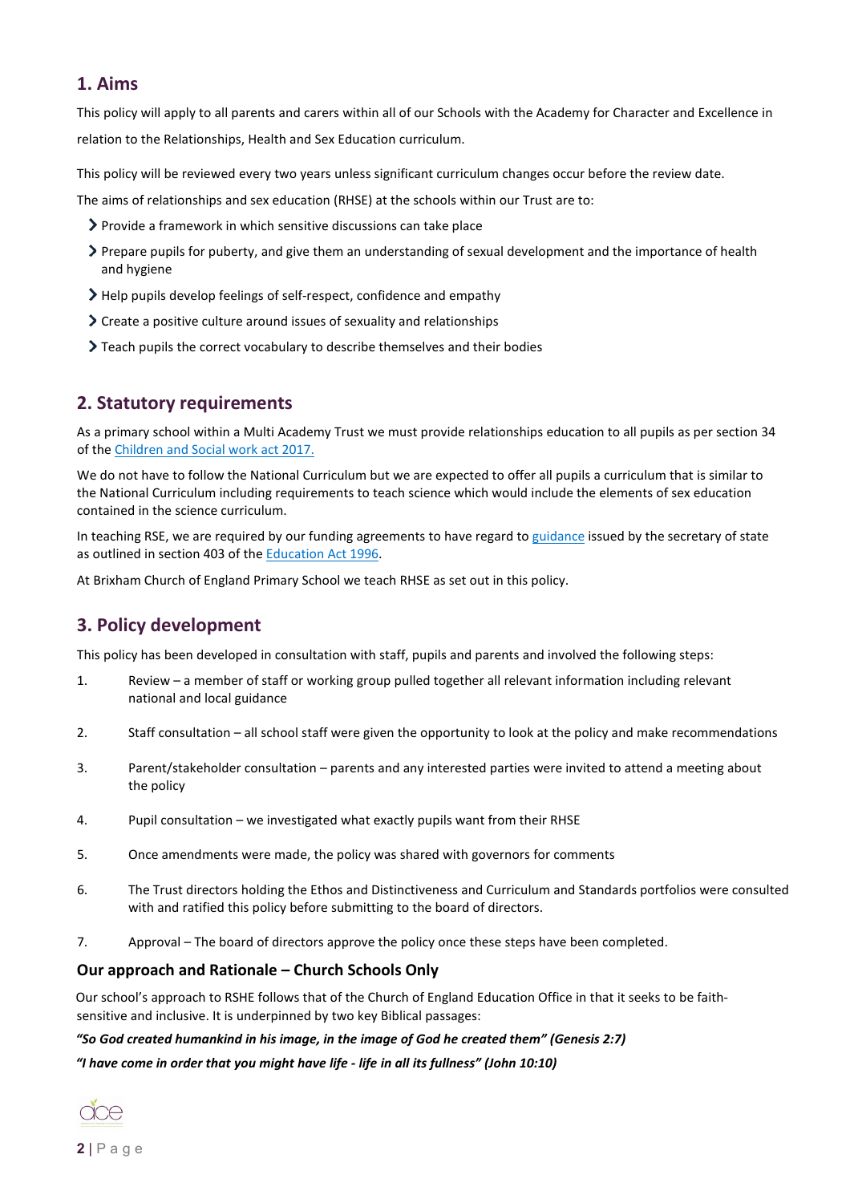## 1. Aims

This policy will apply to all parents and carers within all of our Schools with the Academy for Character and Excellence in relation to the Relationships, Health and Sex Education curriculum.

This policy will be reviewed every two years unless significant curriculum changes occur before the review date.

The aims of relationships and sex education (RHSE) at the schools within our Trust are to:

- Provide a framework in which sensitive discussions can take place
- Prepare pupils for puberty, and give them an understanding of sexual development and the importance of health and hygiene
- Help pupils develop feelings of self-respect, confidence and empathy
- Create a positive culture around issues of sexuality and relationships
- Teach pupils the correct vocabulary to describe themselves and their bodies

## 2. Statutory requirements

As a primary school within a Multi Academy Trust we must provide relationships education to all pupils as per section 34 of the Children and Social work act 2017.

We do not have to follow the National Curriculum but we are expected to offer all pupils a curriculum that is similar to the National Curriculum including requirements to teach science which would include the elements of sex education contained in the science curriculum.

In teaching RSE, we are required by our funding agreements to have regard to guidance issued by the secretary of state as outlined in section 403 of the Education Act 1996.

At Brixham Church of England Primary School we teach RHSE as set out in this policy.

## 3. Policy development

This policy has been developed in consultation with staff, pupils and parents and involved the following steps:

1. Review – a member of staff or working group pulled together all relevant information including relevant national and local guidance
2. Staff consultation – all school staff were given the opportunity to look at the policy and make recommendations
3. Parent/stakeholder consultation – parents and any interested parties were invited to attend a meeting about the policy
4. Pupil consultation – we investigated what exactly pupils want from their RHSE
5. Once amendments were made, the policy was shared with governors for comments
6. The Trust directors holding the Ethos and Distinctiveness and Curriculum and Standards portfolios were consulted with and ratified this policy before submitting to the board of directors.
7. Approval – The board of directors approve the policy once these steps have been completed.

### Our approach and Rationale – Church Schools Only

Our school's approach to RSHE follows that of the Church of England Education Office in that it seeks to be faith-sensitive and inclusive. It is underpinned by two key Biblical passages:

***"So God created humankind in his image, in the image of God he created them" (Genesis 2:7)***

***"I have come in order that you might have life - life in all its fullness" (John 10:10)***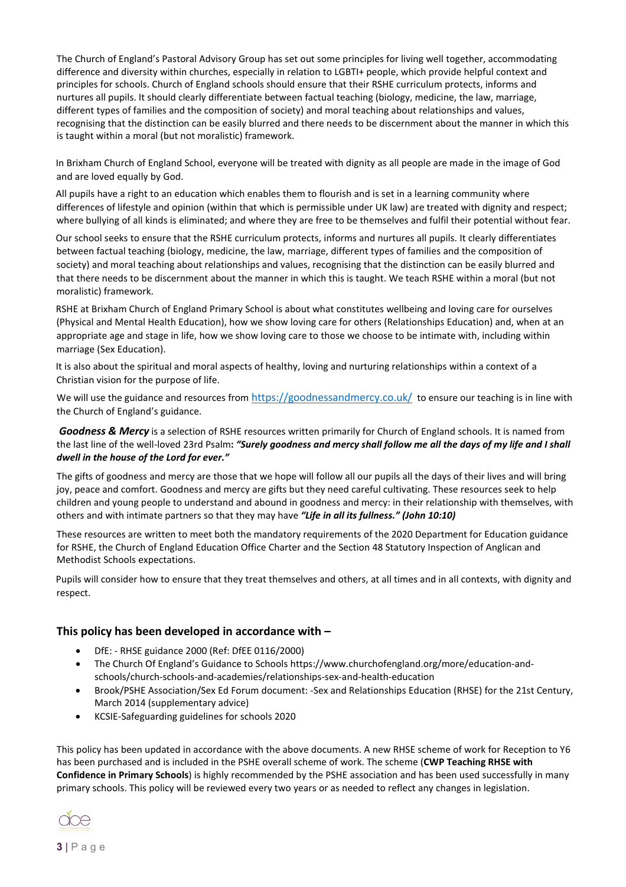The Church of England's Pastoral Advisory Group has set out some principles for living well together, accommodating difference and diversity within churches, especially in relation to LGBTI+ people, which provide helpful context and principles for schools. Church of England schools should ensure that their RSHE curriculum protects, informs and nurtures all pupils. It should clearly differentiate between factual teaching (biology, medicine, the law, marriage, different types of families and the composition of society) and moral teaching about relationships and values, recognising that the distinction can be easily blurred and there needs to be discernment about the manner in which this is taught within a moral (but not moralistic) framework.

In Brixham Church of England School, everyone will be treated with dignity as all people are made in the image of God and are loved equally by God.

All pupils have a right to an education which enables them to flourish and is set in a learning community where differences of lifestyle and opinion (within that which is permissible under UK law) are treated with dignity and respect; where bullying of all kinds is eliminated; and where they are free to be themselves and fulfil their potential without fear.

Our school seeks to ensure that the RSHE curriculum protects, informs and nurtures all pupils. It clearly differentiates between factual teaching (biology, medicine, the law, marriage, different types of families and the composition of society) and moral teaching about relationships and values, recognising that the distinction can be easily blurred and that there needs to be discernment about the manner in which this is taught. We teach RSHE within a moral (but not moralistic) framework.

RSHE at Brixham Church of England Primary School is about what constitutes wellbeing and loving care for ourselves (Physical and Mental Health Education), how we show loving care for others (Relationships Education) and, when at an appropriate age and stage in life, how we show loving care to those we choose to be intimate with, including within marriage (Sex Education).

It is also about the spiritual and moral aspects of healthy, loving and nurturing relationships within a context of a Christian vision for the purpose of life.

We will use the guidance and resources from https://goodnessandmercy.co.uk/ to ensure our teaching is in line with the Church of England's guidance.

***Goodness & Mercy*** is a selection of RSHE resources written primarily for Church of England schools. It is named from the last line of the well-loved 23rd Psalm**: *"Surely goodness and mercy shall follow me all the days of my life and I shall dwell in the house of the Lord for ever."***

The gifts of goodness and mercy are those that we hope will follow all our pupils all the days of their lives and will bring joy, peace and comfort. Goodness and mercy are gifts but they need careful cultivating. These resources seek to help children and young people to understand and abound in goodness and mercy: in their relationship with themselves, with others and with intimate partners so that they may have ***"Life in all its fullness." (John 10:10)***

These resources are written to meet both the mandatory requirements of the 2020 Department for Education guidance for RSHE, the Church of England Education Office Charter and the Section 48 Statutory Inspection of Anglican and Methodist Schools expectations.

Pupils will consider how to ensure that they treat themselves and others, at all times and in all contexts, with dignity and respect.

## This policy has been developed in accordance with –

- DfE: - RHSE guidance 2000 (Ref: DfEE 0116/2000)
- The Church Of England's Guidance to Schools https://www.churchofengland.org/more/education-and-schools/church-schools-and-academies/relationships-sex-and-health-education
- Brook/PSHE Association/Sex Ed Forum document: -Sex and Relationships Education (RHSE) for the 21st Century, March 2014 (supplementary advice)
- KCSIE-Safeguarding guidelines for schools 2020

This policy has been updated in accordance with the above documents. A new RHSE scheme of work for Reception to Y6 has been purchased and is included in the PSHE overall scheme of work. The scheme (**CWP Teaching RHSE with Confidence in Primary Schools**) is highly recommended by the PSHE association and has been used successfully in many primary schools. This policy will be reviewed every two years or as needed to reflect any changes in legislation.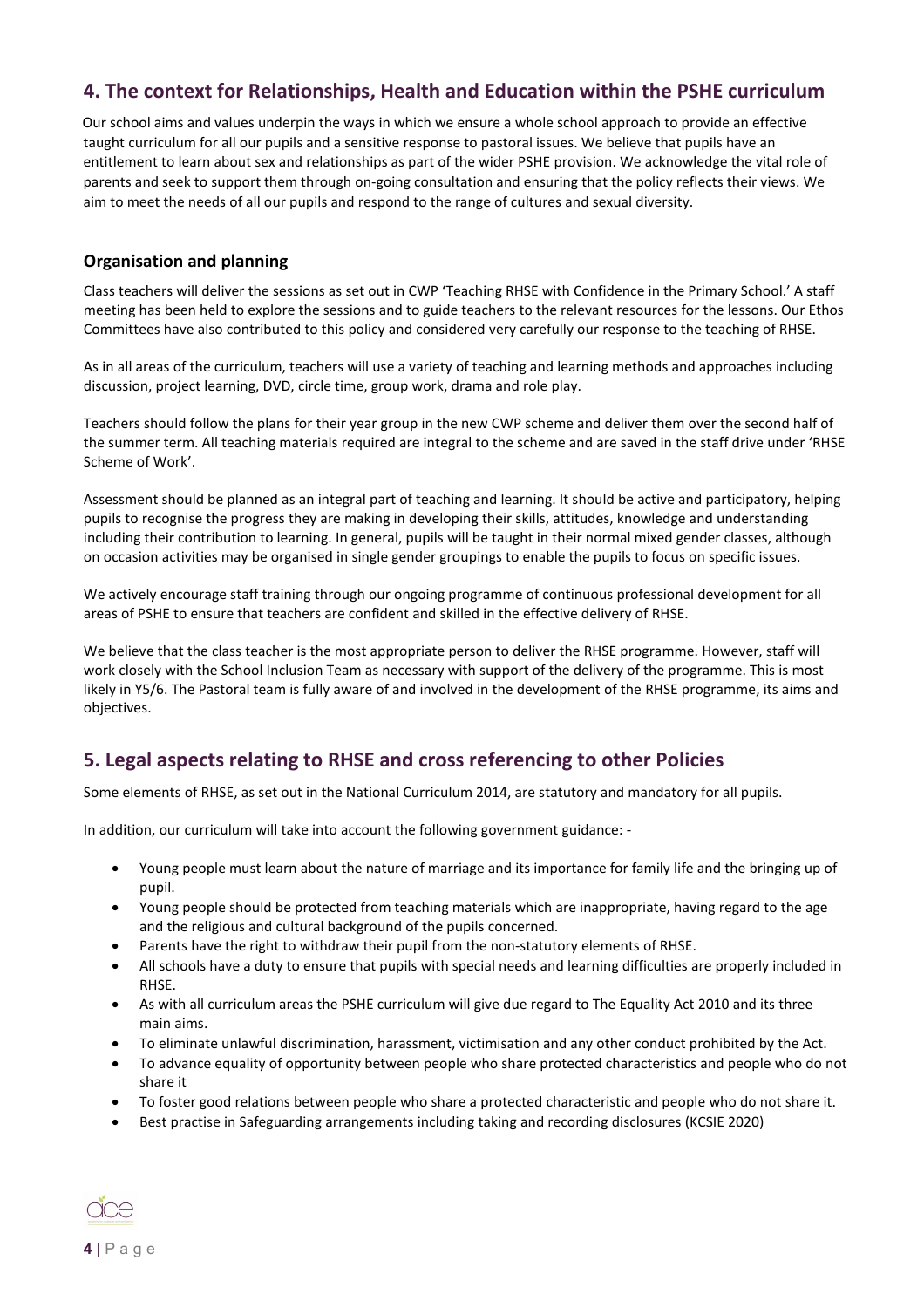## 4. The context for Relationships, Health and Education within the PSHE curriculum

Our school aims and values underpin the ways in which we ensure a whole school approach to provide an effective taught curriculum for all our pupils and a sensitive response to pastoral issues. We believe that pupils have an entitlement to learn about sex and relationships as part of the wider PSHE provision. We acknowledge the vital role of parents and seek to support them through on-going consultation and ensuring that the policy reflects their views. We aim to meet the needs of all our pupils and respond to the range of cultures and sexual diversity.

### Organisation and planning

Class teachers will deliver the sessions as set out in CWP 'Teaching RHSE with Confidence in the Primary School.' A staff meeting has been held to explore the sessions and to guide teachers to the relevant resources for the lessons. Our Ethos Committees have also contributed to this policy and considered very carefully our response to the teaching of RHSE.

As in all areas of the curriculum, teachers will use a variety of teaching and learning methods and approaches including discussion, project learning, DVD, circle time, group work, drama and role play.

Teachers should follow the plans for their year group in the new CWP scheme and deliver them over the second half of the summer term. All teaching materials required are integral to the scheme and are saved in the staff drive under 'RHSE Scheme of Work'.

Assessment should be planned as an integral part of teaching and learning. It should be active and participatory, helping pupils to recognise the progress they are making in developing their skills, attitudes, knowledge and understanding including their contribution to learning. In general, pupils will be taught in their normal mixed gender classes, although on occasion activities may be organised in single gender groupings to enable the pupils to focus on specific issues.

We actively encourage staff training through our ongoing programme of continuous professional development for all areas of PSHE to ensure that teachers are confident and skilled in the effective delivery of RHSE.

We believe that the class teacher is the most appropriate person to deliver the RHSE programme. However, staff will work closely with the School Inclusion Team as necessary with support of the delivery of the programme. This is most likely in Y5/6. The Pastoral team is fully aware of and involved in the development of the RHSE programme, its aims and objectives.

## 5. Legal aspects relating to RHSE and cross referencing to other Policies

Some elements of RHSE, as set out in the National Curriculum 2014, are statutory and mandatory for all pupils.

In addition, our curriculum will take into account the following government guidance: -

- Young people must learn about the nature of marriage and its importance for family life and the bringing up of pupil.
- Young people should be protected from teaching materials which are inappropriate, having regard to the age and the religious and cultural background of the pupils concerned.
- Parents have the right to withdraw their pupil from the non-statutory elements of RHSE.
- All schools have a duty to ensure that pupils with special needs and learning difficulties are properly included in RHSE.
- As with all curriculum areas the PSHE curriculum will give due regard to The Equality Act 2010 and its three main aims.
- To eliminate unlawful discrimination, harassment, victimisation and any other conduct prohibited by the Act.
- To advance equality of opportunity between people who share protected characteristics and people who do not share it
- To foster good relations between people who share a protected characteristic and people who do not share it.
- Best practise in Safeguarding arrangements including taking and recording disclosures (KCSIE 2020)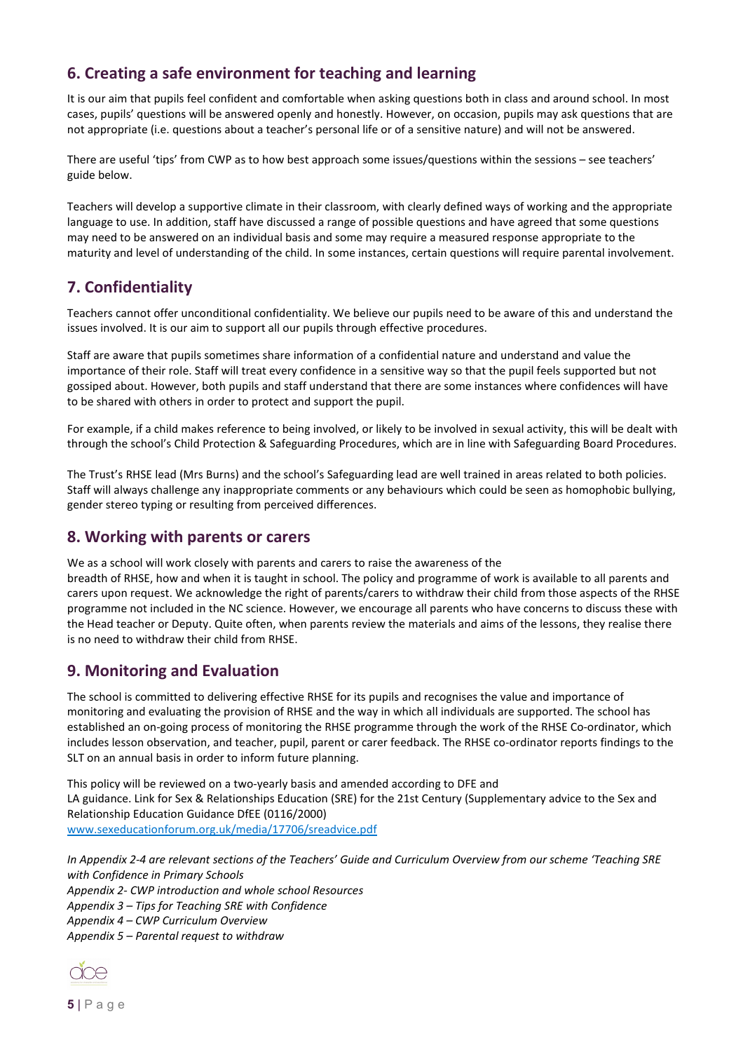## 6. Creating a safe environment for teaching and learning

It is our aim that pupils feel confident and comfortable when asking questions both in class and around school. In most cases, pupils' questions will be answered openly and honestly. However, on occasion, pupils may ask questions that are not appropriate (i.e. questions about a teacher's personal life or of a sensitive nature) and will not be answered.

There are useful 'tips' from CWP as to how best approach some issues/questions within the sessions – see teachers' guide below.

Teachers will develop a supportive climate in their classroom, with clearly defined ways of working and the appropriate language to use. In addition, staff have discussed a range of possible questions and have agreed that some questions may need to be answered on an individual basis and some may require a measured response appropriate to the maturity and level of understanding of the child. In some instances, certain questions will require parental involvement.

## 7. Confidentiality

Teachers cannot offer unconditional confidentiality. We believe our pupils need to be aware of this and understand the issues involved. It is our aim to support all our pupils through effective procedures.

Staff are aware that pupils sometimes share information of a confidential nature and understand and value the importance of their role. Staff will treat every confidence in a sensitive way so that the pupil feels supported but not gossiped about. However, both pupils and staff understand that there are some instances where confidences will have to be shared with others in order to protect and support the pupil.

For example, if a child makes reference to being involved, or likely to be involved in sexual activity, this will be dealt with through the school's Child Protection & Safeguarding Procedures, which are in line with Safeguarding Board Procedures.

The Trust's RHSE lead (Mrs Burns) and the school's Safeguarding lead are well trained in areas related to both policies. Staff will always challenge any inappropriate comments or any behaviours which could be seen as homophobic bullying, gender stereo typing or resulting from perceived differences.

## 8. Working with parents or carers

We as a school will work closely with parents and carers to raise the awareness of the breadth of RHSE, how and when it is taught in school. The policy and programme of work is available to all parents and carers upon request. We acknowledge the right of parents/carers to withdraw their child from those aspects of the RHSE programme not included in the NC science. However, we encourage all parents who have concerns to discuss these with the Head teacher or Deputy. Quite often, when parents review the materials and aims of the lessons, they realise there is no need to withdraw their child from RHSE.

## 9. Monitoring and Evaluation

The school is committed to delivering effective RHSE for its pupils and recognises the value and importance of monitoring and evaluating the provision of RHSE and the way in which all individuals are supported. The school has established an on-going process of monitoring the RHSE programme through the work of the RHSE Co-ordinator, which includes lesson observation, and teacher, pupil, parent or carer feedback. The RHSE co-ordinator reports findings to the SLT on an annual basis in order to inform future planning.

This policy will be reviewed on a two-yearly basis and amended according to DFE and LA guidance. Link for Sex & Relationships Education (SRE) for the 21st Century (Supplementary advice to the Sex and Relationship Education Guidance DfEE (0116/2000)
[www.sexeducationforum.org.uk/media/17706/sreadvice.pdf](www.sexeducationforum.org.uk/media/17706/sreadvice.pdf)

*In Appendix 2-4 are relevant sections of the Teachers' Guide and Curriculum Overview from our scheme 'Teaching SRE with Confidence in Primary Schools*
*Appendix 2- CWP introduction and whole school Resources*
*Appendix 3 – Tips for Teaching SRE with Confidence*
*Appendix 4 – CWP Curriculum Overview*
*Appendix 5 – Parental request to withdraw*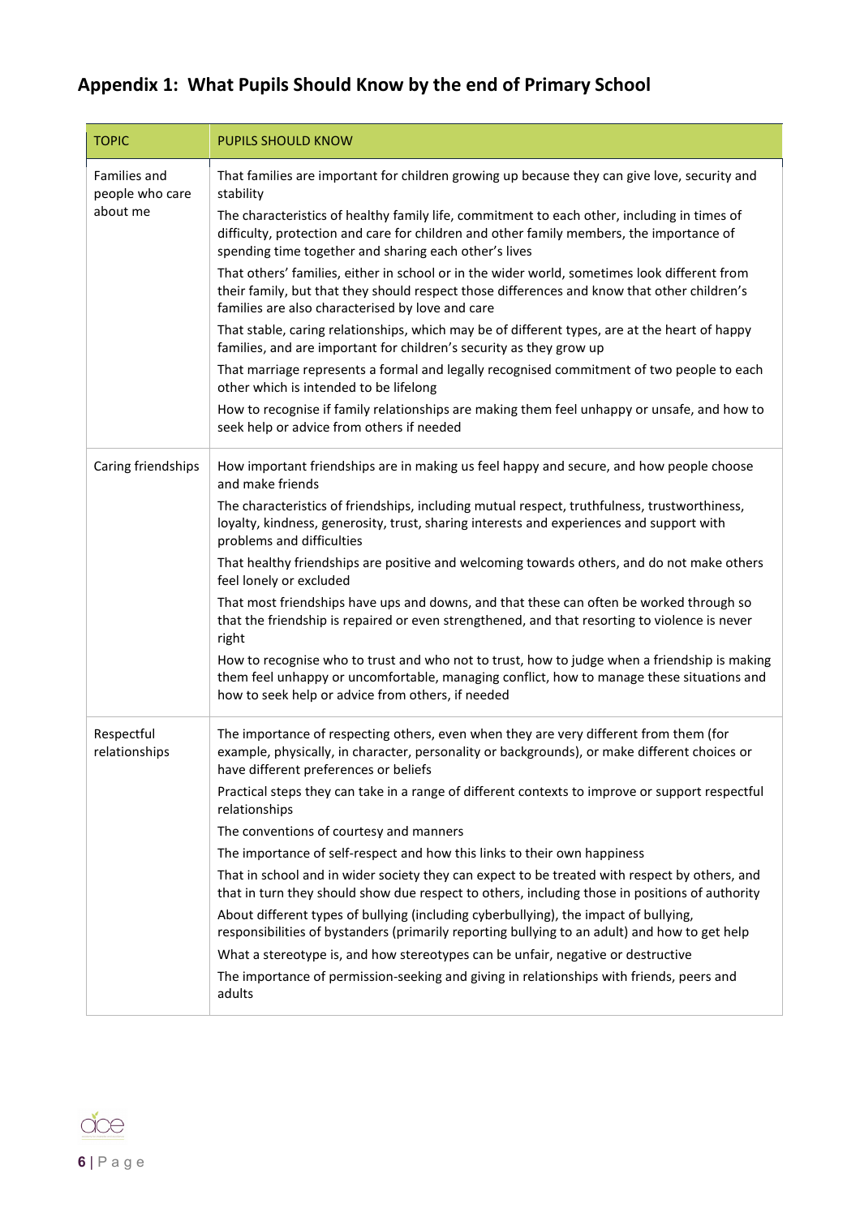## Appendix 1: What Pupils Should Know by the end of Primary School

| TOPIC | PUPILS SHOULD KNOW |
|---|---|
| Families and people who care about me | That families are important for children growing up because they can give love, security and stability<br>The characteristics of healthy family life, commitment to each other, including in times of difficulty, protection and care for children and other family members, the importance of spending time together and sharing each other's lives<br>That others' families, either in school or in the wider world, sometimes look different from their family, but that they should respect those differences and know that other children's families are also characterised by love and care<br>That stable, caring relationships, which may be of different types, are at the heart of happy families, and are important for children's security as they grow up<br>That marriage represents a formal and legally recognised commitment of two people to each other which is intended to be lifelong<br>How to recognise if family relationships are making them feel unhappy or unsafe, and how to seek help or advice from others if needed |
| Caring friendships | How important friendships are in making us feel happy and secure, and how people choose and make friends<br>The characteristics of friendships, including mutual respect, truthfulness, trustworthiness, loyalty, kindness, generosity, trust, sharing interests and experiences and support with problems and difficulties<br>That healthy friendships are positive and welcoming towards others, and do not make others feel lonely or excluded<br>That most friendships have ups and downs, and that these can often be worked through so that the friendship is repaired or even strengthened, and that resorting to violence is never right<br>How to recognise who to trust and who not to trust, how to judge when a friendship is making them feel unhappy or uncomfortable, managing conflict, how to manage these situations and how to seek help or advice from others, if needed |
| Respectful relationships | The importance of respecting others, even when they are very different from them (for example, physically, in character, personality or backgrounds), or make different choices or have different preferences or beliefs<br>Practical steps they can take in a range of different contexts to improve or support respectful relationships<br>The conventions of courtesy and manners<br>The importance of self-respect and how this links to their own happiness<br>That in school and in wider society they can expect to be treated with respect by others, and that in turn they should show due respect to others, including those in positions of authority<br>About different types of bullying (including cyberbullying), the impact of bullying, responsibilities of bystanders (primarily reporting bullying to an adult) and how to get help<br>What a stereotype is, and how stereotypes can be unfair, negative or destructive<br>The importance of permission-seeking and giving in relationships with friends, peers and adults |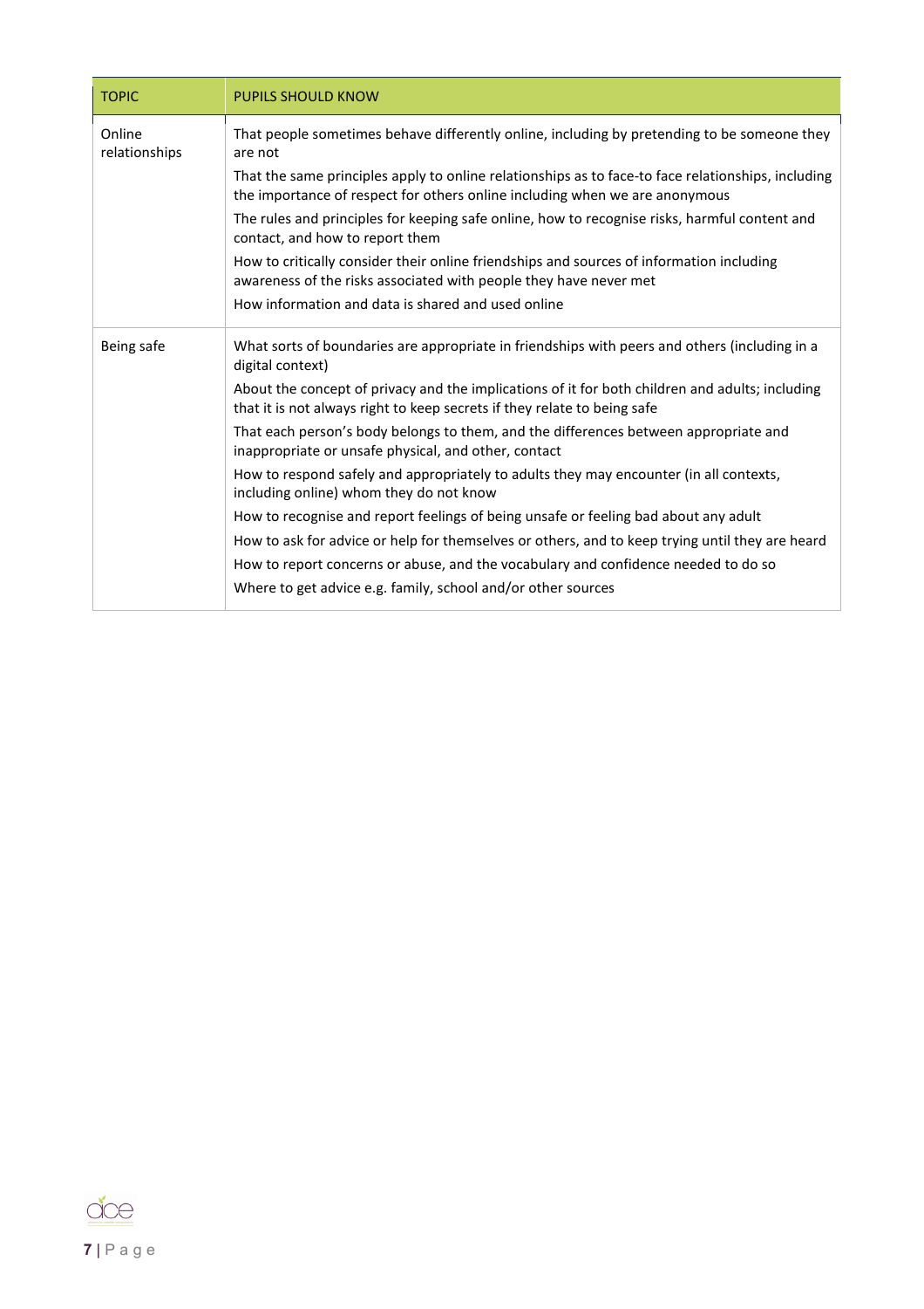| TOPIC | PUPILS SHOULD KNOW |
| --- | --- |
| Online relationships | That people sometimes behave differently online, including by pretending to be someone they are not<br>That the same principles apply to online relationships as to face-to face relationships, including the importance of respect for others online including when we are anonymous<br>The rules and principles for keeping safe online, how to recognise risks, harmful content and contact, and how to report them<br>How to critically consider their online friendships and sources of information including awareness of the risks associated with people they have never met<br>How information and data is shared and used online |
| Being safe | What sorts of boundaries are appropriate in friendships with peers and others (including in a digital context)<br>About the concept of privacy and the implications of it for both children and adults; including that it is not always right to keep secrets if they relate to being safe<br>That each person's body belongs to them, and the differences between appropriate and inappropriate or unsafe physical, and other, contact<br>How to respond safely and appropriately to adults they may encounter (in all contexts, including online) whom they do not know<br>How to recognise and report feelings of being unsafe or feeling bad about any adult<br>How to ask for advice or help for themselves or others, and to keep trying until they are heard<br>How to report concerns or abuse, and the vocabulary and confidence needed to do so<br>Where to get advice e.g. family, school and/or other sources |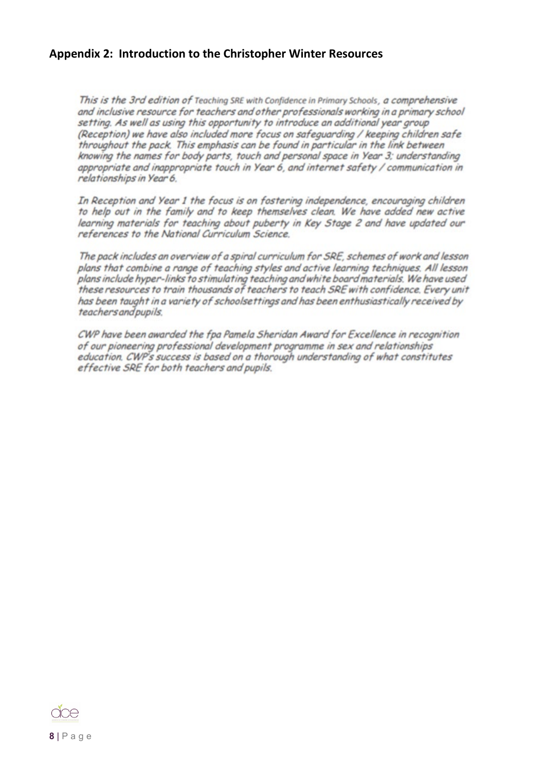## Appendix 2: Introduction to the Christopher Winter Resources

*This is the 3rd edition of Teaching SRE with Confidence in Primary Schools, a comprehensive and inclusive resource for teachers and other professionals working in a primary school setting. As well as using this opportunity to introduce an additional year group (Reception) we have also included more focus on safeguarding / keeping children safe throughout the pack. This emphasis can be found in particular in the link between knowing the names for body parts, touch and personal space in Year 3; understanding appropriate and inappropriate touch in Year 6, and internet safety / communication in relationships in Year 6.*

*In Reception and Year 1 the focus is on fostering independence, encouraging children to help out in the family and to keep themselves clean. We have added new active learning materials for teaching about puberty in Key Stage 2 and have updated our references to the National Curriculum Science.*

*The pack includes an overview of a spiral curriculum for SRE, schemes of work and lesson plans that combine a range of teaching styles and active learning techniques. All lesson plans include hyper-links to stimulating teaching and white board materials. We have used these resources to train thousands of teachers to teach SRE with confidence. Every unit has been taught in a variety of schoolsettings and has been enthusiastically received by teachersandpupils.*

*CWP have been awarded the fpa Pamela Sheridan Award for Excellence in recognition of our pioneering professional development programme in sex and relationships education. CWP's success is based on a thorough understanding of what constitutes effective SRE for both teachers and pupils.*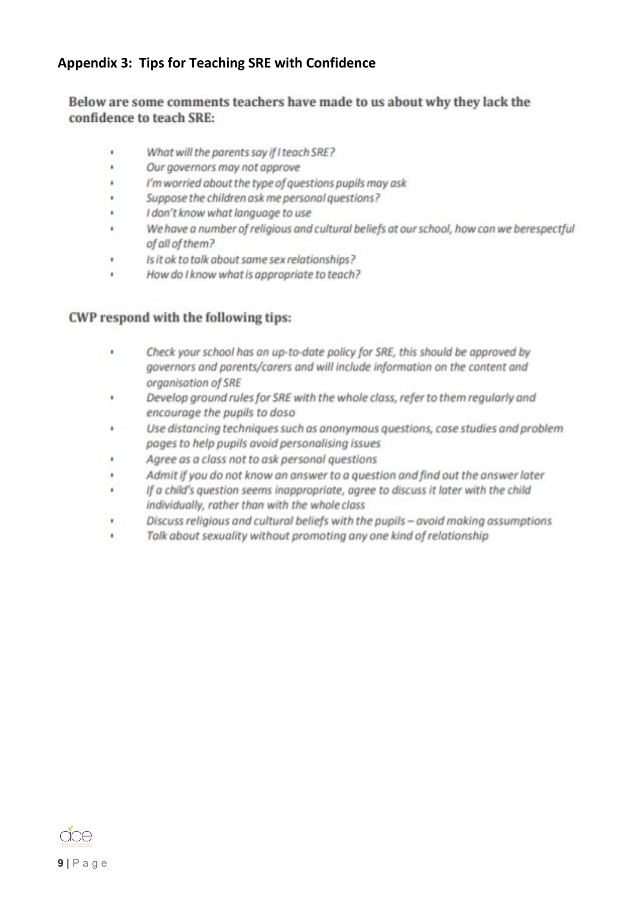## Appendix 3: Tips for Teaching SRE with Confidence

**Below are some comments teachers have made to us about why they lack the confidence to teach SRE:**

- *What will the parents say if I teach SRE?*
- *Our governors may not approve*
- *I'm worried about the type of questions pupils may ask*
- *Suppose the children ask me personal questions?*
- *I don't know what language to use*
- *We have a number of religious and cultural beliefs at our school, how can we berespectful of all of them?*
- *Is it ok to talk about same sex relationships?*
- *How do I know what is appropriate to teach?*

**CWP respond with the following tips:**

- *Check your school has an up-to-date policy for SRE, this should be approved by governors and parents/carers and will include information on the content and organisation of SRE*
- *Develop ground rules for SRE with the whole class, refer to them regularly and encourage the pupils to doso*
- *Use distancing techniques such as anonymous questions, case studies and problem pages to help pupils avoid personalising issues*
- *Agree as a class not to ask personal questions*
- *Admit if you do not know an answer to a question and find out the answer later*
- *If a child's question seems inappropriate, agree to discuss it later with the child individually, rather than with the whole class*
- *Discuss religious and cultural beliefs with the pupils – avoid making assumptions*
- *Talk about sexuality without promoting any one kind of relationship*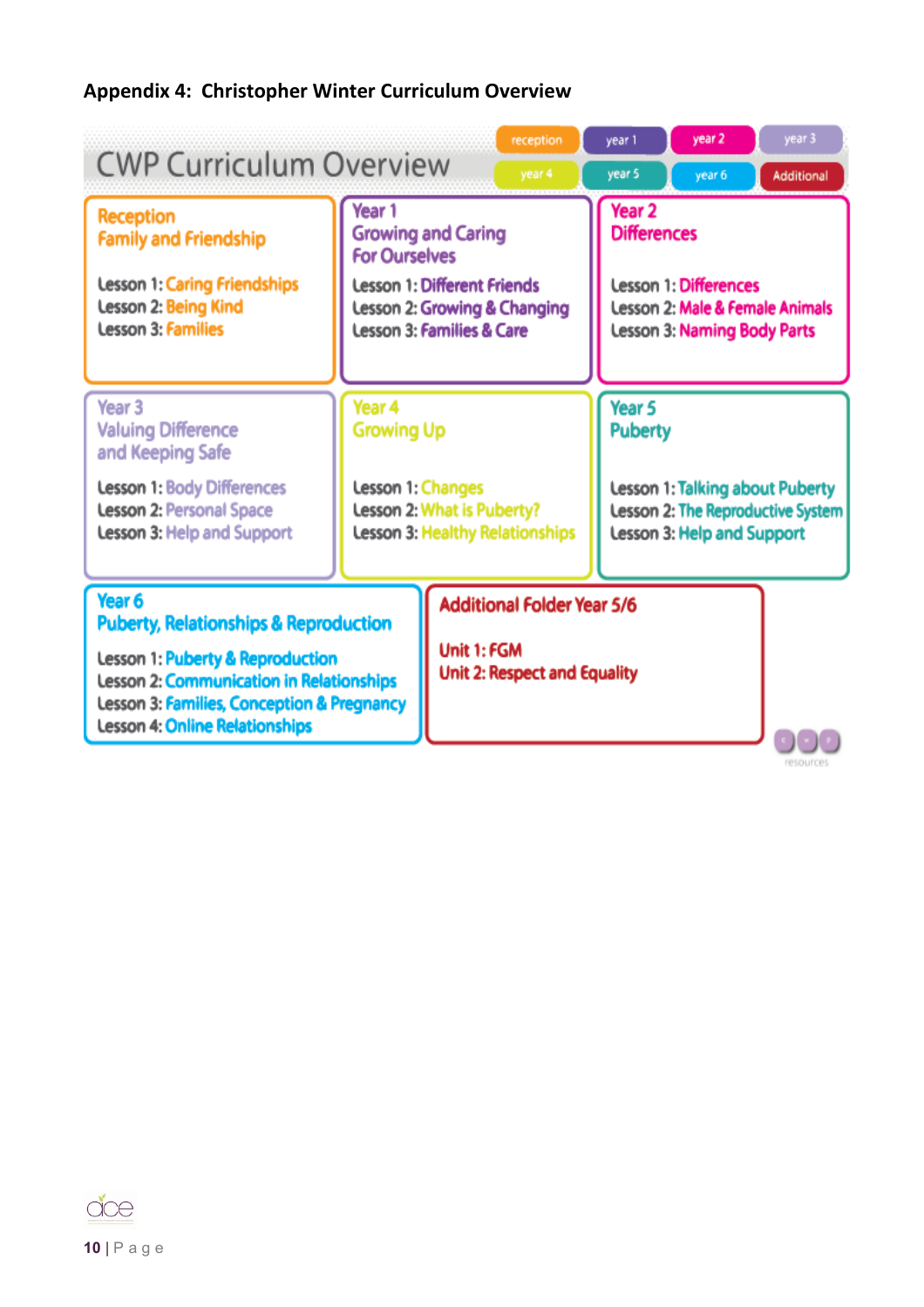## Appendix 4: Christopher Winter Curriculum Overview

# CWP Curriculum Overview

reception | year 1 | year 2 | year 3 | year 4 | year 5 | year 6 | Additional

### Reception
**Family and Friendship**

Lesson 1: Caring Friendships
Lesson 2: Being Kind
Lesson 3: Families

### Year 1
**Growing and Caring For Ourselves**

Lesson 1: Different Friends
Lesson 2: Growing & Changing
Lesson 3: Families & Care

### Year 2
**Differences**

Lesson 1: Differences
Lesson 2: Male & Female Animals
Lesson 3: Naming Body Parts

### Year 3
**Valuing Difference and Keeping Safe**

Lesson 1: Body Differences
Lesson 2: Personal Space
Lesson 3: Help and Support

### Year 4
**Growing Up**

Lesson 1: Changes
Lesson 2: What is Puberty?
Lesson 3: Healthy Relationships

### Year 5
**Puberty**

Lesson 1: Talking about Puberty
Lesson 2: The Reproductive System
Lesson 3: Help and Support

### Year 6
**Puberty, Relationships & Reproduction**

Lesson 1: Puberty & Reproduction
Lesson 2: Communication in Relationships
Lesson 3: Families, Conception & Pregnancy
Lesson 4: Online Relationships

### Additional Folder Year 5/6

Unit 1: FGM
Unit 2: Respect and Equality

resources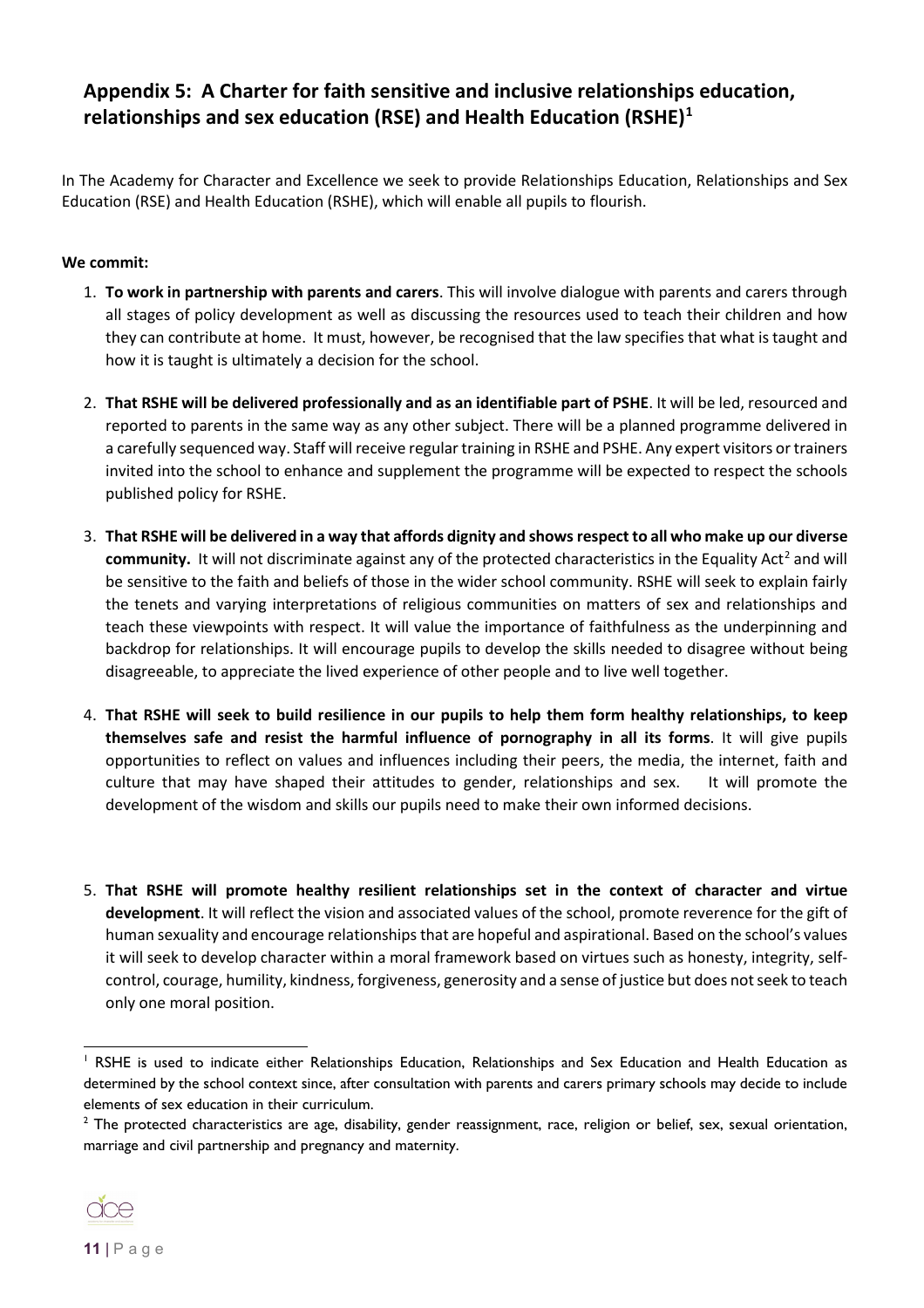## Appendix 5: A Charter for faith sensitive and inclusive relationships education, relationships and sex education (RSE) and Health Education (RSHE)[1]

In The Academy for Character and Excellence we seek to provide Relationships Education, Relationships and Sex Education (RSE) and Health Education (RSHE), which will enable all pupils to flourish.

**We commit:**

1. **To work in partnership with parents and carers**. This will involve dialogue with parents and carers through all stages of policy development as well as discussing the resources used to teach their children and how they can contribute at home. It must, however, be recognised that the law specifies that what is taught and how it is taught is ultimately a decision for the school.

2. **That RSHE will be delivered professionally and as an identifiable part of PSHE**. It will be led, resourced and reported to parents in the same way as any other subject. There will be a planned programme delivered in a carefully sequenced way. Staff will receive regular training in RSHE and PSHE. Any expert visitors or trainers invited into the school to enhance and supplement the programme will be expected to respect the schools published policy for RSHE.

3. **That RSHE will be delivered in a way that affords dignity and shows respect to all who make up our diverse community.** It will not discriminate against any of the protected characteristics in the Equality Act[2] and will be sensitive to the faith and beliefs of those in the wider school community. RSHE will seek to explain fairly the tenets and varying interpretations of religious communities on matters of sex and relationships and teach these viewpoints with respect. It will value the importance of faithfulness as the underpinning and backdrop for relationships. It will encourage pupils to develop the skills needed to disagree without being disagreeable, to appreciate the lived experience of other people and to live well together.

4. **That RSHE will seek to build resilience in our pupils to help them form healthy relationships, to keep themselves safe and resist the harmful influence of pornography in all its forms**. It will give pupils opportunities to reflect on values and influences including their peers, the media, the internet, faith and culture that may have shaped their attitudes to gender, relationships and sex. It will promote the development of the wisdom and skills our pupils need to make their own informed decisions.

5. **That RSHE will promote healthy resilient relationships set in the context of character and virtue development**. It will reflect the vision and associated values of the school, promote reverence for the gift of human sexuality and encourage relationships that are hopeful and aspirational. Based on the school's values it will seek to develop character within a moral framework based on virtues such as honesty, integrity, self-control, courage, humility, kindness, forgiveness, generosity and a sense of justice but does not seek to teach only one moral position.

---

[1] RSHE is used to indicate either Relationships Education, Relationships and Sex Education and Health Education as determined by the school context since, after consultation with parents and carers primary schools may decide to include elements of sex education in their curriculum.

[2] The protected characteristics are age, disability, gender reassignment, race, religion or belief, sex, sexual orientation, marriage and civil partnership and pregnancy and maternity.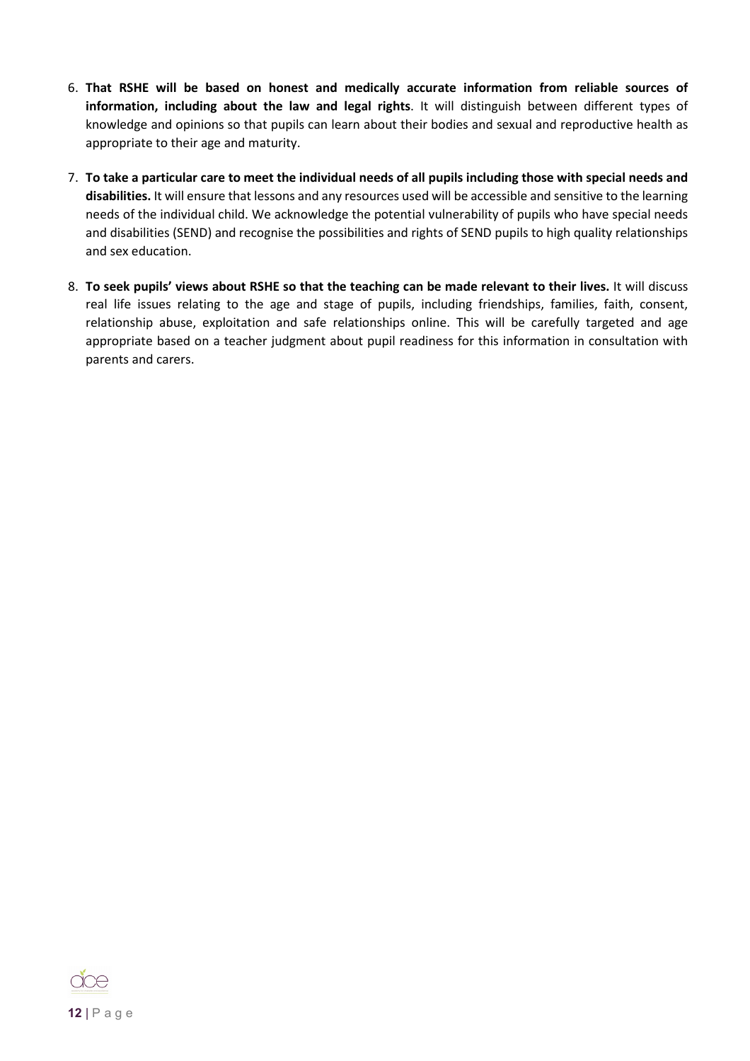6. **That RSHE will be based on honest and medically accurate information from reliable sources of information, including about the law and legal rights**. It will distinguish between different types of knowledge and opinions so that pupils can learn about their bodies and sexual and reproductive health as appropriate to their age and maturity.

7. **To take a particular care to meet the individual needs of all pupils including those with special needs and disabilities.** It will ensure that lessons and any resources used will be accessible and sensitive to the learning needs of the individual child. We acknowledge the potential vulnerability of pupils who have special needs and disabilities (SEND) and recognise the possibilities and rights of SEND pupils to high quality relationships and sex education.

8. **To seek pupils' views about RSHE so that the teaching can be made relevant to their lives.** It will discuss real life issues relating to the age and stage of pupils, including friendships, families, faith, consent, relationship abuse, exploitation and safe relationships online. This will be carefully targeted and age appropriate based on a teacher judgment about pupil readiness for this information in consultation with parents and carers.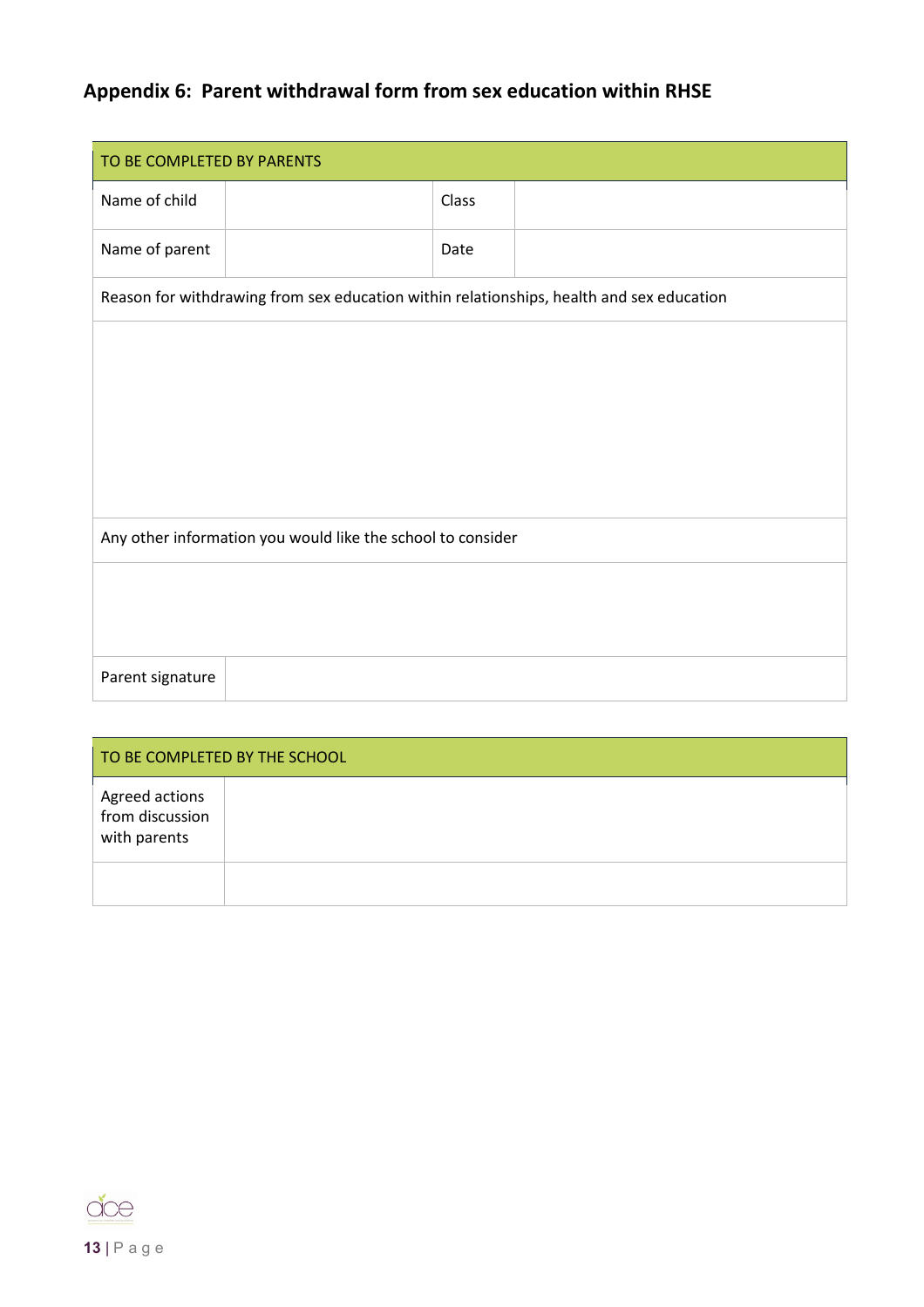## Appendix 6: Parent withdrawal form from sex education within RHSE

| TO BE COMPLETED BY PARENTS | | | |
|---|---|---|---|
| Name of child | | Class | |
| Name of parent | | Date | |
| Reason for withdrawing from sex education within relationships, health and sex education | | | |
| | | | |
| Any other information you would like the school to consider | | | |
| | | | |
| Parent signature | | | |

| TO BE COMPLETED BY THE SCHOOL | |
|---|---|
| Agreed actions from discussion with parents | |
| | |